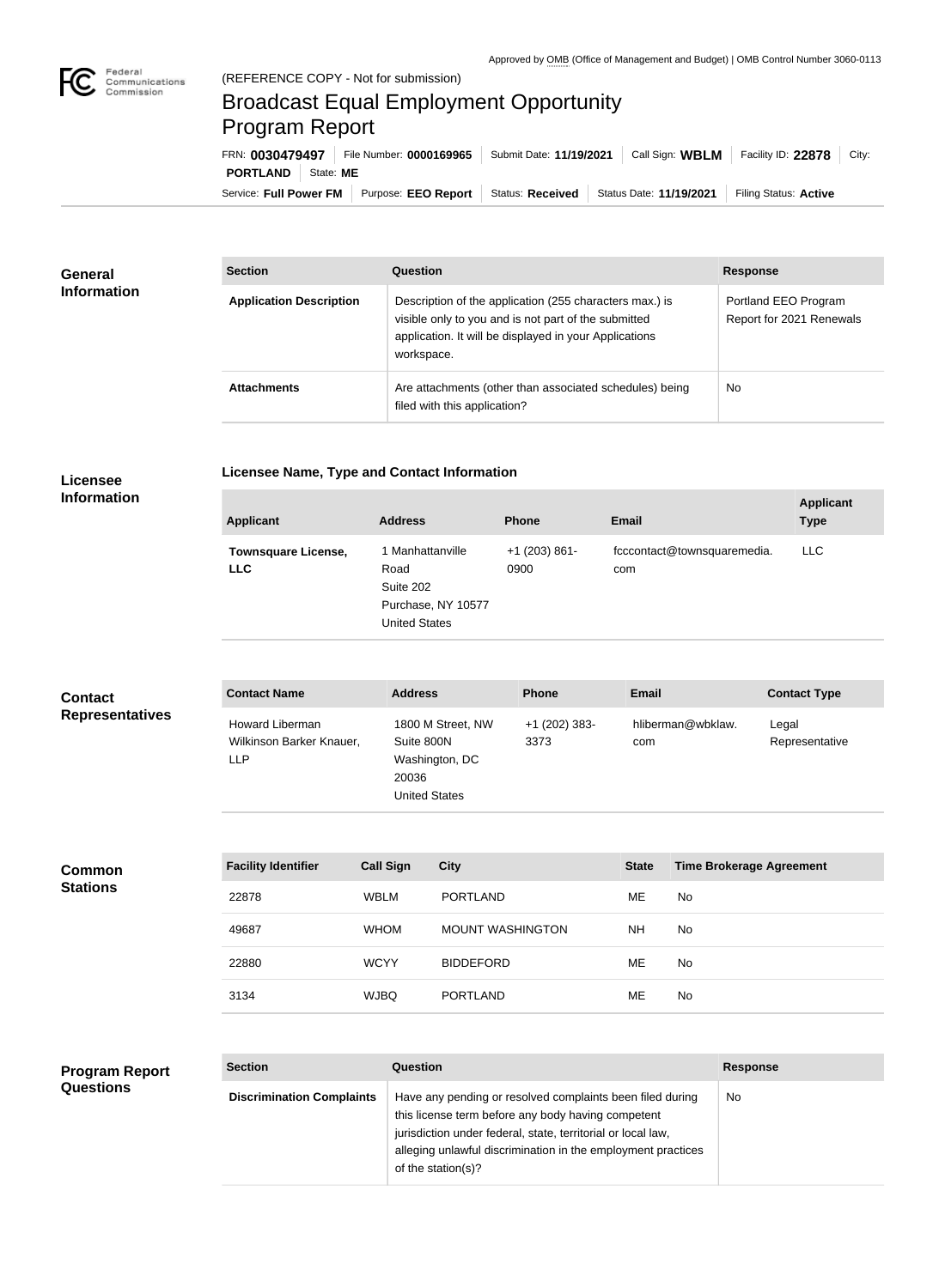Approved by OMB (Office of Management and Budget) | OMB Control Number 3060-0113

Federal Communications Commission

(REFERENCE COPY - Not for submission)

# Broadcast Equal Employment Opportunity Program Report

FRN: **0030479497** | File Number: **0000169965** | Submit Date: **11/19/2021** | Call Sign: **WBLM** | Facility ID: **22878** | City: **PORTLAND** | State: **ME**

Service: **Full Power FM** | Purpose: **EEO Report** | Status: **Received** | Status Date: **11/19/2021** | Filing Status: **Active**

## General Information

| Section | Question | Response |
| --- | --- | --- |
| **Application Description** | Description of the application (255 characters max.) is visible only to you and is not part of the submitted application. It will be displayed in your Applications workspace. | Portland EEO Program Report for 2021 Renewals |
| **Attachments** | Are attachments (other than associated schedules) being filed with this application? | No |

## Licensee Information

### Licensee Name, Type and Contact Information

| Applicant | Address | Phone | Email | Applicant Type |
| --- | --- | --- | --- | --- |
| **Townsquare License, LLC** | 1 Manhattanville Road<br>Suite 202<br>Purchase, NY 10577<br>United States | +1 (203) 861-0900 | fcccontact@townsquaremedia.com | LLC |

## Contact Representatives

| Contact Name | Address | Phone | Email | Contact Type |
| --- | --- | --- | --- | --- |
| Howard Liberman<br>Wilkinson Barker Knauer, LLP | 1800 M Street, NW<br>Suite 800N<br>Washington, DC 20036<br>United States | +1 (202) 383-3373 | hliberman@wbklaw.com | Legal Representative |

## Common Stations

| Facility Identifier | Call Sign | City | State | Time Brokerage Agreement |
| --- | --- | --- | --- | --- |
| 22878 | WBLM | PORTLAND | ME | No |
| 49687 | WHOM | MOUNT WASHINGTON | NH | No |
| 22880 | WCYY | BIDDEFORD | ME | No |
| 3134 | WJBQ | PORTLAND | ME | No |

## Program Report Questions

| Section | Question | Response |
| --- | --- | --- |
| **Discrimination Complaints** | Have any pending or resolved complaints been filed during this license term before any body having competent jurisdiction under federal, state, territorial or local law, alleging unlawful discrimination in the employment practices of the station(s)? | No |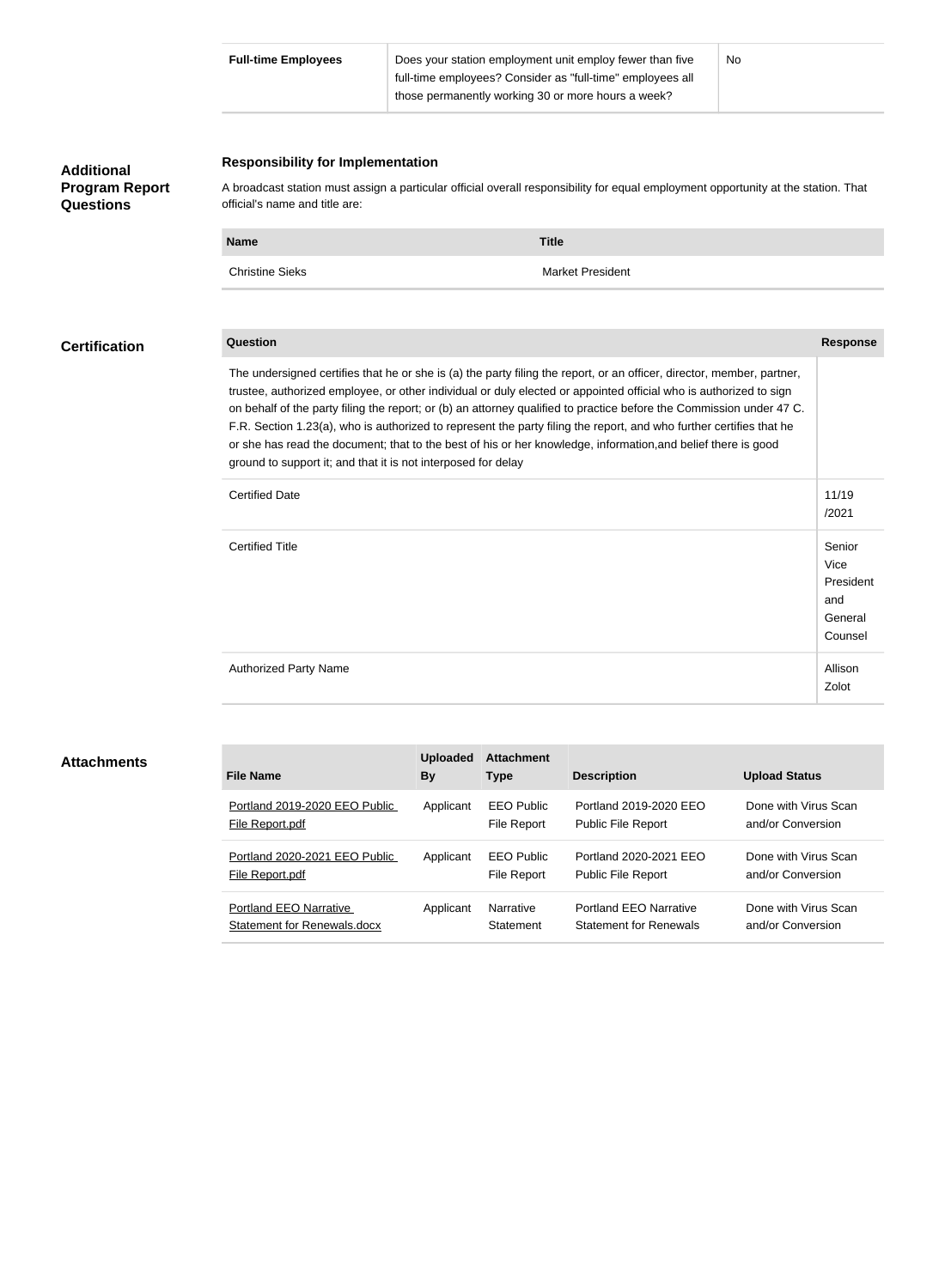| | | |
|---|---|---|
| **Full-time Employees** | Does your station employment unit employ fewer than five full-time employees? Consider as "full-time" employees all those permanently working 30 or more hours a week? | No |

## Additional Program Report Questions

**Responsibility for Implementation**

A broadcast station must assign a particular official overall responsibility for equal employment opportunity at the station. That official's name and title are:

| Name | Title |
|---|---|
| Christine Sieks | Market President |

## Certification

| Question | Response |
|---|---|
| The undersigned certifies that he or she is (a) the party filing the report, or an officer, director, member, partner, trustee, authorized employee, or other individual or duly elected or appointed official who is authorized to sign on behalf of the party filing the report; or (b) an attorney qualified to practice before the Commission under 47 C. F.R. Section 1.23(a), who is authorized to represent the party filing the report, and who further certifies that he or she has read the document; that to the best of his or her knowledge, information,and belief there is good ground to support it; and that it is not interposed for delay | |
| Certified Date | 11/19/2021 |
| Certified Title | Senior Vice President and General Counsel |
| Authorized Party Name | Allison Zolot |

## Attachments

| File Name | Uploaded By | Attachment Type | Description | Upload Status |
|---|---|---|---|---|
| Portland 2019-2020 EEO Public File Report.pdf | Applicant | EEO Public File Report | Portland 2019-2020 EEO Public File Report | Done with Virus Scan and/or Conversion |
| Portland 2020-2021 EEO Public File Report.pdf | Applicant | EEO Public File Report | Portland 2020-2021 EEO Public File Report | Done with Virus Scan and/or Conversion |
| Portland EEO Narrative Statement for Renewals.docx | Applicant | Narrative Statement | Portland EEO Narrative Statement for Renewals | Done with Virus Scan and/or Conversion |